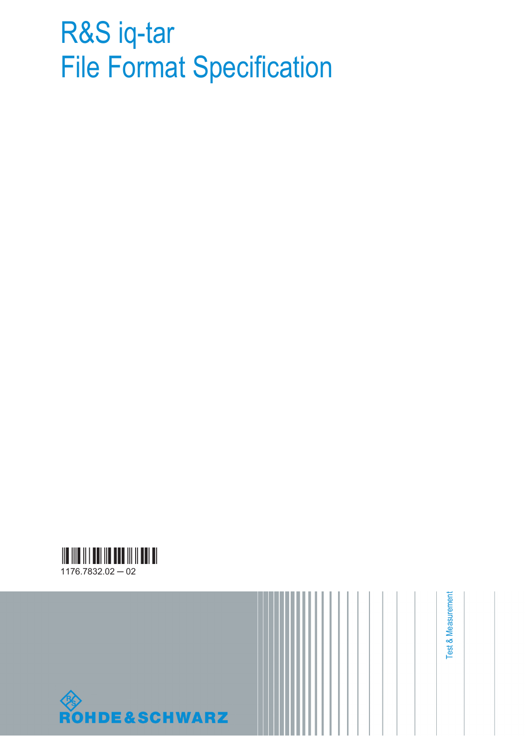# R&S iq-tar
# File Format Specification

1176.7832.02 — 02

Test & Measurement

ROHDE&SCHWARZ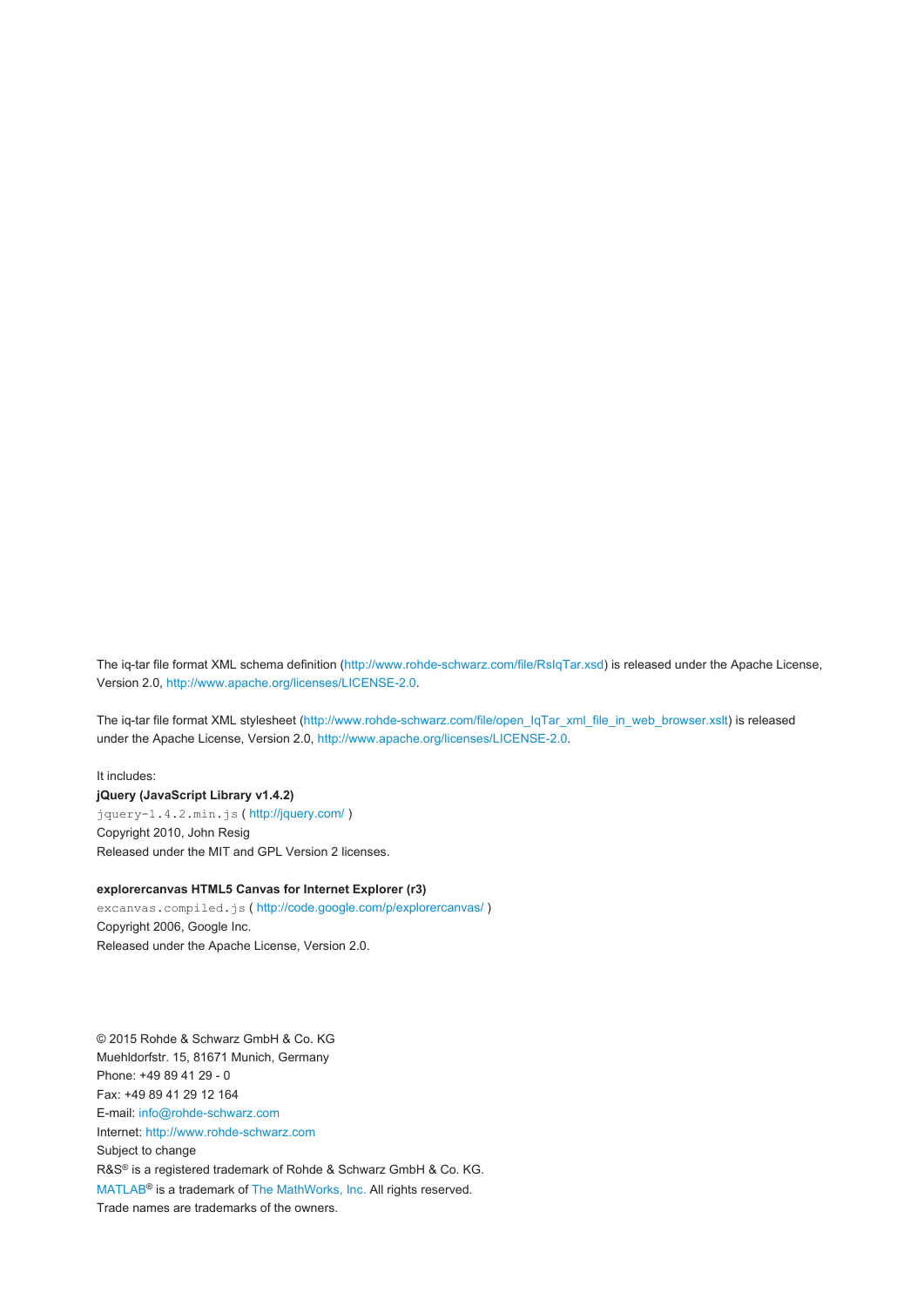The iq-tar file format XML schema definition (http://www.rohde-schwarz.com/file/RsIqTar.xsd) is released under the Apache License, Version 2.0, http://www.apache.org/licenses/LICENSE-2.0.

The iq-tar file format XML stylesheet (http://www.rohde-schwarz.com/file/open_IqTar_xml_file_in_web_browser.xslt) is released under the Apache License, Version 2.0, http://www.apache.org/licenses/LICENSE-2.0.

It includes:

**jQuery (JavaScript Library v1.4.2)**
`jquery-1.4.2.min.js` ( http://jquery.com/ )
Copyright 2010, John Resig
Released under the MIT and GPL Version 2 licenses.

**explorercanvas HTML5 Canvas for Internet Explorer (r3)**
`excanvas.compiled.js` ( http://code.google.com/p/explorercanvas/ )
Copyright 2006, Google Inc.
Released under the Apache License, Version 2.0.

© 2015 Rohde & Schwarz GmbH & Co. KG
Muehldorfstr. 15, 81671 Munich, Germany
Phone: +49 89 41 29 - 0
Fax: +49 89 41 29 12 164
E-mail: info@rohde-schwarz.com
Internet: http://www.rohde-schwarz.com
Subject to change
R&S® is a registered trademark of Rohde & Schwarz GmbH & Co. KG.
MATLAB® is a trademark of The MathWorks, Inc. All rights reserved.
Trade names are trademarks of the owners.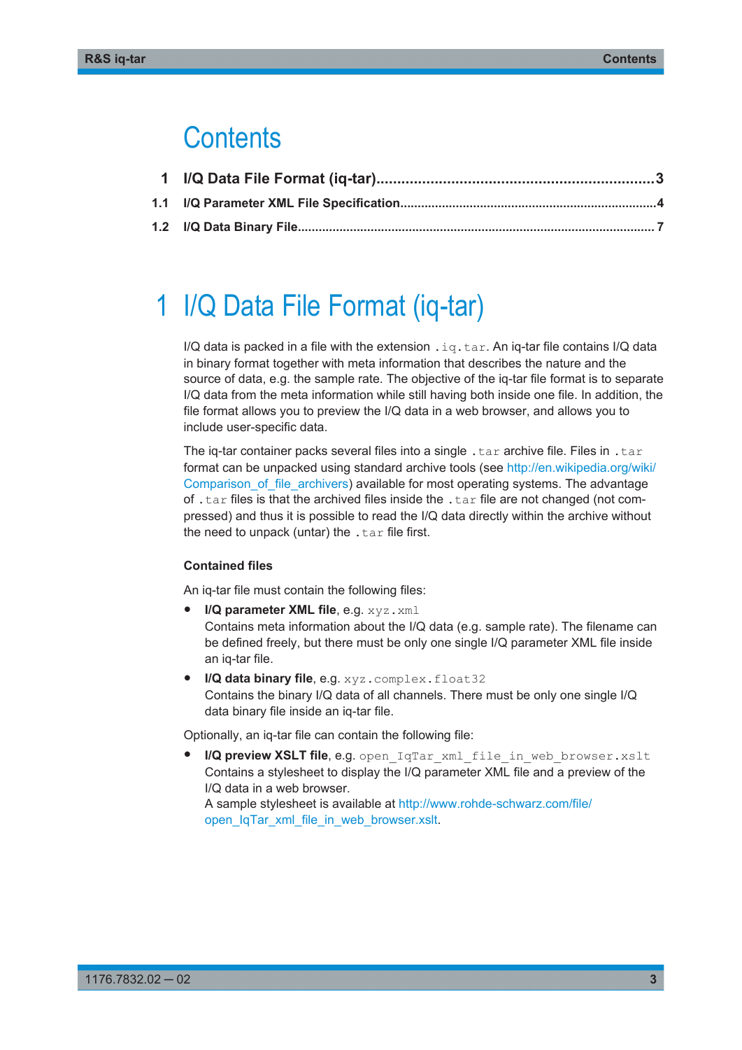# Contents

| | | |
|---|---|---|
| 1 | I/Q Data File Format (iq-tar) | 3 |
| 1.1 | I/Q Parameter XML File Specification | 4 |
| 1.2 | I/Q Data Binary File | 7 |

# 1 I/Q Data File Format (iq-tar)

I/Q data is packed in a file with the extension `.iq.tar`. An iq-tar file contains I/Q data in binary format together with meta information that describes the nature and the source of data, e.g. the sample rate. The objective of the iq-tar file format is to separate I/Q data from the meta information while still having both inside one file. In addition, the file format allows you to preview the I/Q data in a web browser, and allows you to include user-specific data.

The iq-tar container packs several files into a single `.tar` archive file. Files in `.tar` format can be unpacked using standard archive tools (see http://en.wikipedia.org/wiki/Comparison_of_file_archivers) available for most operating systems. The advantage of `.tar` files is that the archived files inside the `.tar` file are not changed (not compressed) and thus it is possible to read the I/Q data directly within the archive without the need to unpack (untar) the `.tar` file first.

### Contained files

An iq-tar file must contain the following files:

- **I/Q parameter XML file**, e.g. `xyz.xml`
  Contains meta information about the I/Q data (e.g. sample rate). The filename can be defined freely, but there must be only one single I/Q parameter XML file inside an iq-tar file.
- **I/Q data binary file**, e.g. `xyz.complex.float32`
  Contains the binary I/Q data of all channels. There must be only one single I/Q data binary file inside an iq-tar file.

Optionally, an iq-tar file can contain the following file:

- **I/Q preview XSLT file**, e.g. `open_IqTar_xml_file_in_web_browser.xslt`
  Contains a stylesheet to display the I/Q parameter XML file and a preview of the I/Q data in a web browser.
  A sample stylesheet is available at http://www.rohde-schwarz.com/file/open_IqTar_xml_file_in_web_browser.xslt.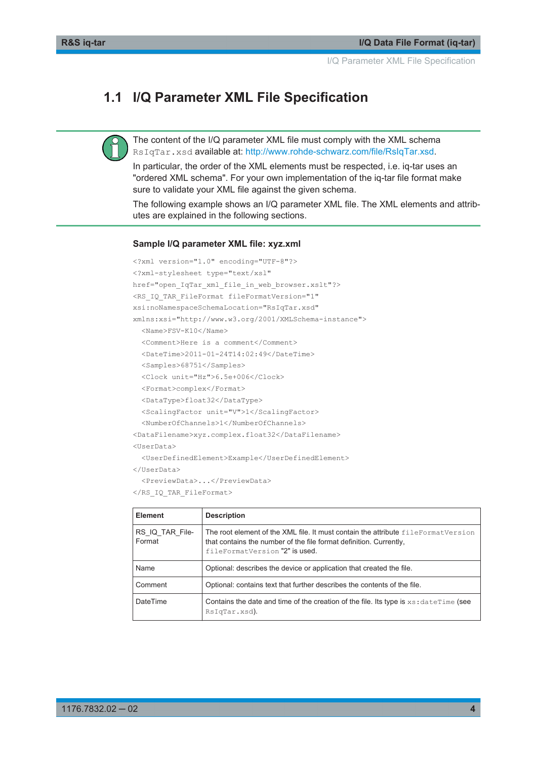## 1.1 I/Q Parameter XML File Specification

The content of the I/Q parameter XML file must comply with the XML schema `RsIqTar.xsd` available at: http://www.rohde-schwarz.com/file/RsIqTar.xsd.

In particular, the order of the XML elements must be respected, i.e. iq-tar uses an "ordered XML schema". For your own implementation of the iq-tar file format make sure to validate your XML file against the given schema.

The following example shows an I/Q parameter XML file. The XML elements and attributes are explained in the following sections.

**Sample I/Q parameter XML file: xyz.xml**

```
<?xml version="1.0" encoding="UTF-8"?>
<?xml-stylesheet type="text/xsl"
href="open_IqTar_xml_file_in_web_browser.xslt"?>
<RS_IQ_TAR_FileFormat fileFormatVersion="1"
xsi:noNamespaceSchemaLocation="RsIqTar.xsd"
xmlns:xsi="http://www.w3.org/2001/XMLSchema-instance">
  <Name>FSV-K10</Name>
  <Comment>Here is a comment</Comment>
  <DateTime>2011-01-24T14:02:49</DateTime>
  <Samples>68751</Samples>
  <Clock unit="Hz">6.5e+006</Clock>
  <Format>complex</Format>
  <DataType>float32</DataType>
  <ScalingFactor unit="V">1</ScalingFactor>
  <NumberOfChannels>1</NumberOfChannels>
<DataFilename>xyz.complex.float32</DataFilename>
<UserData>
  <UserDefinedElement>Example</UserDefinedElement>
</UserData>
  <PreviewData>...</PreviewData>
</RS_IQ_TAR_FileFormat>
```

| Element | Description |
|---|---|
| RS_IQ_TAR_FileFormat | The root element of the XML file. It must contain the attribute `fileFormatVersion` that contains the number of the file format definition. Currently, `fileFormatVersion` "2" is used. |
| Name | Optional: describes the device or application that created the file. |
| Comment | Optional: contains text that further describes the contents of the file. |
| DateTime | Contains the date and time of the creation of the file. Its type is `xs:dateTime` (see `RsIqTar.xsd`). |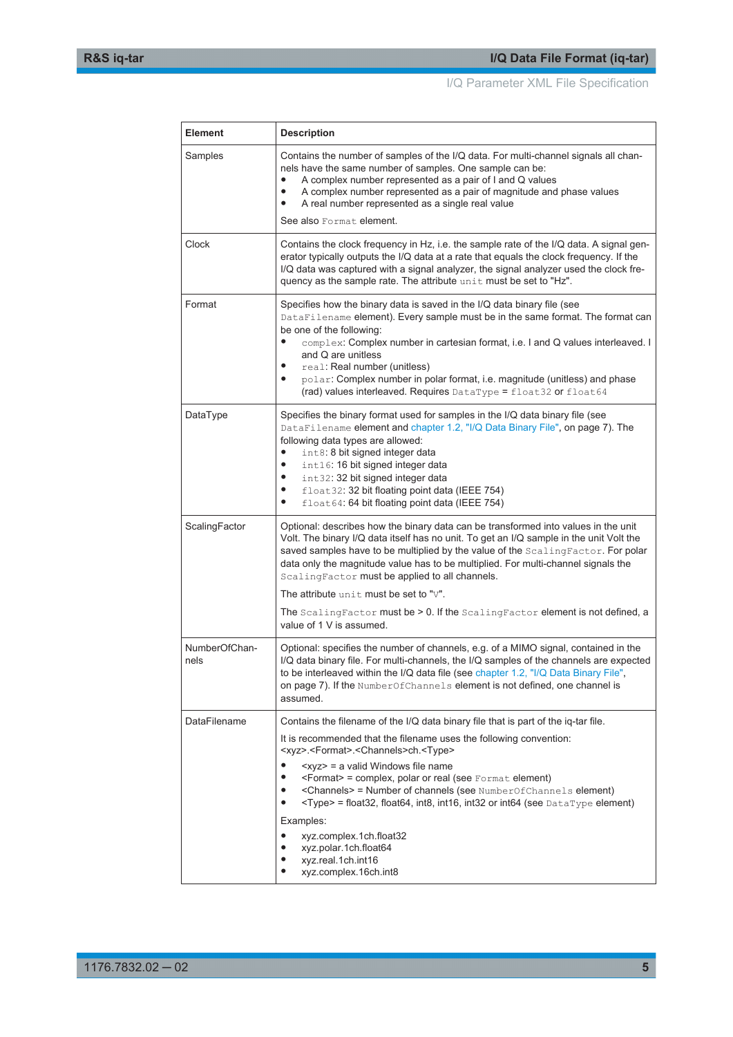| Element | Description |
|---|---|
| Samples | Contains the number of samples of the I/Q data. For multi-channel signals all channels have the same number of samples. One sample can be:<br>• A complex number represented as a pair of I and Q values<br>• A complex number represented as a pair of magnitude and phase values<br>• A real number represented as a single real value<br><br>See also `Format` element. |
| Clock | Contains the clock frequency in Hz, i.e. the sample rate of the I/Q data. A signal generator typically outputs the I/Q data at a rate that equals the clock frequency. If the I/Q data was captured with a signal analyzer, the signal analyzer used the clock frequency as the sample rate. The attribute `unit` must be set to "Hz". |
| Format | Specifies how the binary data is saved in the I/Q data binary file (see `DataFilename` element). Every sample must be in the same format. The format can be one of the following:<br>• `complex`: Complex number in cartesian format, i.e. I and Q values interleaved. I and Q are unitless<br>• `real`: Real number (unitless)<br>• `polar`: Complex number in polar format, i.e. magnitude (unitless) and phase (rad) values interleaved. Requires `DataType` = `float32` or `float64` |
| DataType | Specifies the binary format used for samples in the I/Q data binary file (see `DataFilename` element and chapter 1.2, "I/Q Data Binary File", on page 7). The following data types are allowed:<br>• `int8`: 8 bit signed integer data<br>• `int16`: 16 bit signed integer data<br>• `int32`: 32 bit signed integer data<br>• `float32`: 32 bit floating point data (IEEE 754)<br>• `float64`: 64 bit floating point data (IEEE 754) |
| ScalingFactor | Optional: describes how the binary data can be transformed into values in the unit Volt. The binary I/Q data itself has no unit. To get an I/Q sample in the unit Volt the saved samples have to be multiplied by the value of the `ScalingFactor`. For polar data only the magnitude value has to be multiplied. For multi-channel signals the `ScalingFactor` must be applied to all channels.<br><br>The attribute `unit` must be set to "`V`".<br><br>The `ScalingFactor` must be > 0. If the `ScalingFactor` element is not defined, a value of 1 V is assumed. |
| NumberOfChannels | Optional: specifies the number of channels, e.g. of a MIMO signal, contained in the I/Q data binary file. For multi-channels, the I/Q samples of the channels are expected to be interleaved within the I/Q data file (see chapter 1.2, "I/Q Data Binary File", on page 7). If the `NumberOfChannels` element is not defined, one channel is assumed. |
| DataFilename | Contains the filename of the I/Q data binary file that is part of the iq-tar file.<br><br>It is recommended that the filename uses the following convention:<br><xyz>.<Format>.<Channels>ch.<Type><br><br>• <xyz> = a valid Windows file name<br>• <Format> = complex, polar or real (see `Format` element)<br>• <Channels> = Number of channels (see `NumberOfChannels` element)<br>• <Type> = float32, float64, int8, int16, int32 or int64 (see `DataType` element)<br><br>Examples:<br>• xyz.complex.1ch.float32<br>• xyz.polar.1ch.float64<br>• xyz.real.1ch.int16<br>• xyz.complex.16ch.int8 |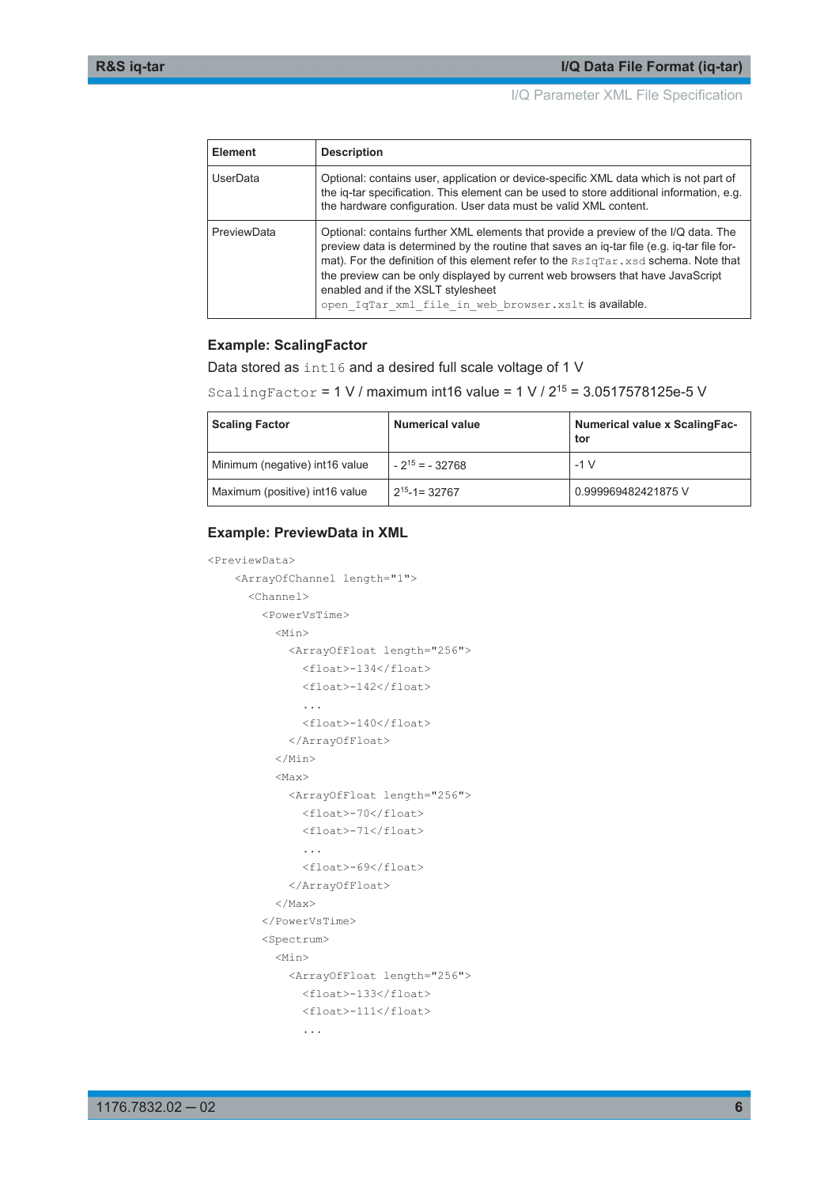| Element | Description |
|---|---|
| UserData | Optional: contains user, application or device-specific XML data which is not part of the iq-tar specification. This element can be used to store additional information, e.g. the hardware configuration. User data must be valid XML content. |
| PreviewData | Optional: contains further XML elements that provide a preview of the I/Q data. The preview data is determined by the routine that saves an iq-tar file (e.g. iq-tar file format). For the definition of this element refer to the `RsIqTar.xsd` schema. Note that the preview can be only displayed by current web browsers that have JavaScript enabled and if the XSLT stylesheet `open_IqTar_xml_file_in_web_browser.xslt` is available. |

### Example: ScalingFactor

Data stored as `int16` and a desired full scale voltage of 1 V

`ScalingFactor` = 1 V / maximum int16 value = 1 V / $2^{15}$ = 3.0517578125e-5 V

| Scaling Factor | Numerical value | Numerical value x ScalingFactor |
|---|---|---|
| Minimum (negative) int16 value | $-2^{15} = -32768$ | -1 V |
| Maximum (positive) int16 value | $2^{15}-1 = 32767$ | 0.999969482421875 V |

### Example: PreviewData in XML

```
<PreviewData>
    <ArrayOfChannel length="1">
      <Channel>
        <PowerVsTime>
          <Min>
            <ArrayOfFloat length="256">
              <float>-134</float>
              <float>-142</float>
              ...
              <float>-140</float>
            </ArrayOfFloat>
          </Min>
          <Max>
            <ArrayOfFloat length="256">
              <float>-70</float>
              <float>-71</float>
              ...
              <float>-69</float>
            </ArrayOfFloat>
          </Max>
        </PowerVsTime>
        <Spectrum>
          <Min>
            <ArrayOfFloat length="256">
              <float>-133</float>
              <float>-111</float>
              ...
```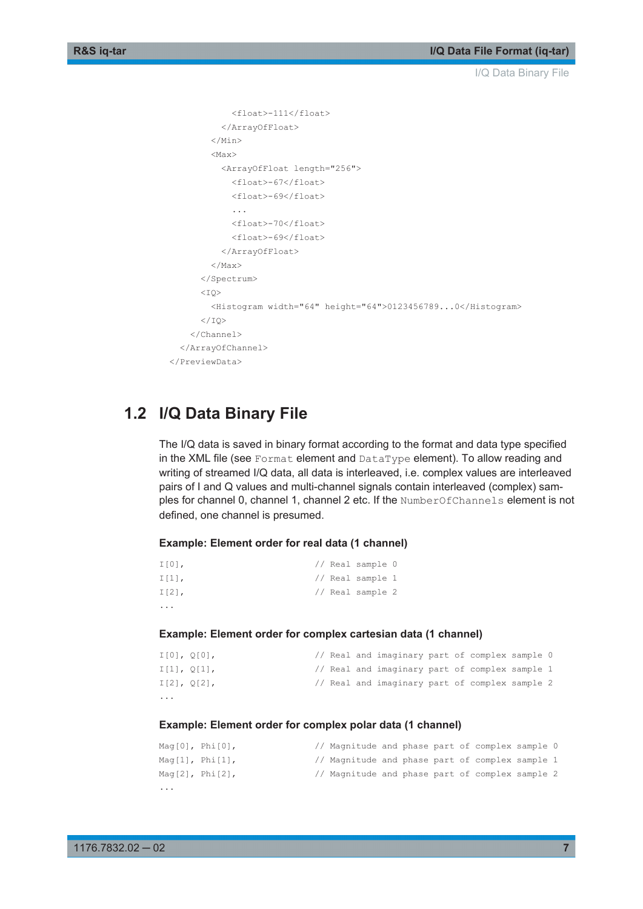```
          <float>-111</float>
        </ArrayOfFloat>
      </Min>
      <Max>
        <ArrayOfFloat length="256">
          <float>-67</float>
          <float>-69</float>
          ...
          <float>-70</float>
          <float>-69</float>
        </ArrayOfFloat>
      </Max>
    </Spectrum>
    <IQ>
      <Histogram width="64" height="64">0123456789...0</Histogram>
    </IQ>
  </Channel>
</ArrayOfChannel>
</PreviewData>
```

## 1.2 I/Q Data Binary File

The I/Q data is saved in binary format according to the format and data type specified in the XML file (see `Format` element and `DataType` element). To allow reading and writing of streamed I/Q data, all data is interleaved, i.e. complex values are interleaved pairs of I and Q values and multi-channel signals contain interleaved (complex) samples for channel 0, channel 1, channel 2 etc. If the `NumberOfChannels` element is not defined, one channel is presumed.

**Example: Element order for real data (1 channel)**

```
I[0],                         // Real sample 0
I[1],                         // Real sample 1
I[2],                         // Real sample 2
...
```

**Example: Element order for complex cartesian data (1 channel)**

```
I[0], Q[0],                   // Real and imaginary part of complex sample 0
I[1], Q[1],                   // Real and imaginary part of complex sample 1
I[2], Q[2],                   // Real and imaginary part of complex sample 2
...
```

**Example: Element order for complex polar data (1 channel)**

```
Mag[0], Phi[0],               // Magnitude and phase part of complex sample 0
Mag[1], Phi[1],               // Magnitude and phase part of complex sample 1
Mag[2], Phi[2],               // Magnitude and phase part of complex sample 2
...
```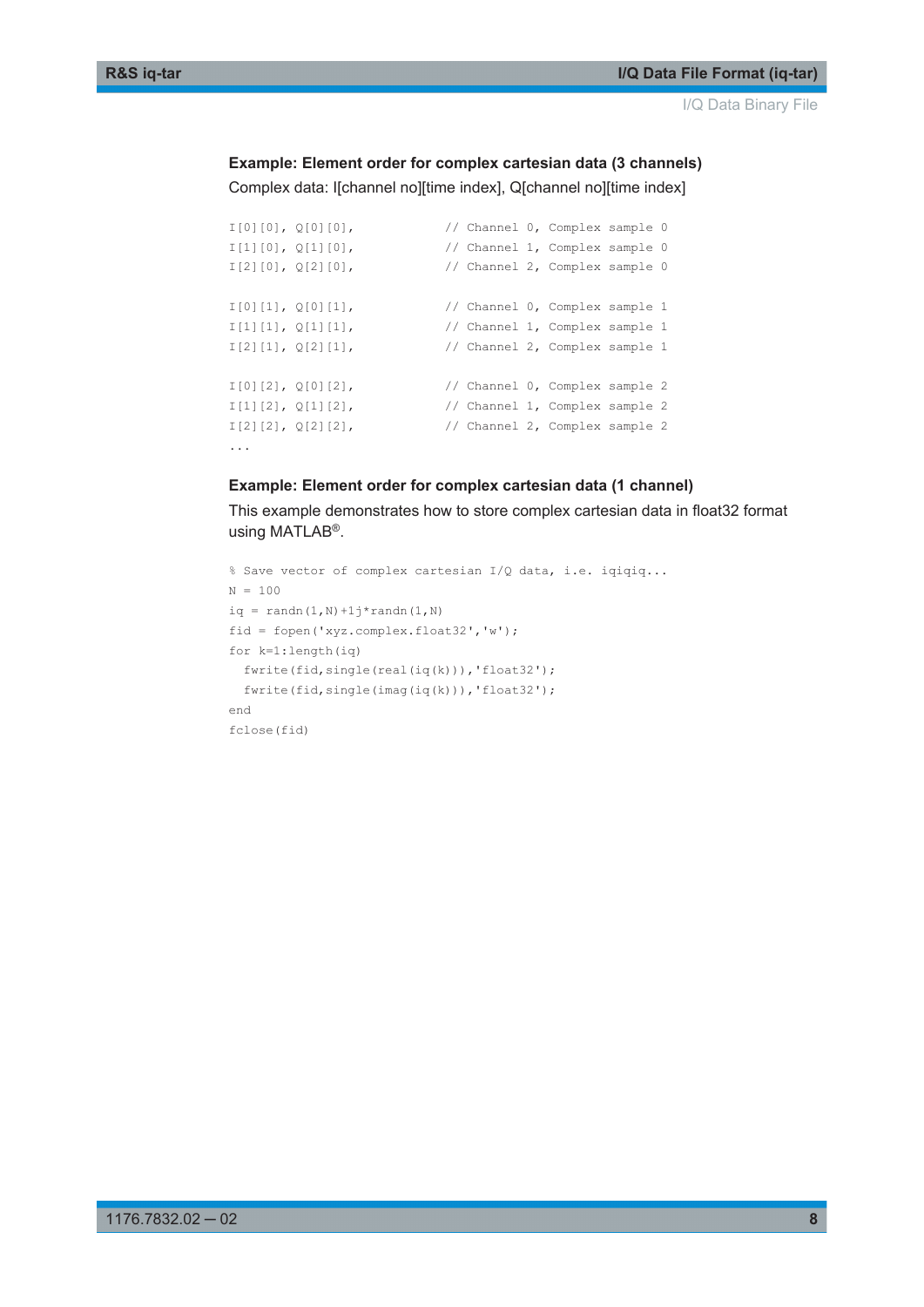**Example: Element order for complex cartesian data (3 channels)**

Complex data: I[channel no][time index], Q[channel no][time index]

```
I[0][0], Q[0][0],            // Channel 0, Complex sample 0
I[1][0], Q[1][0],            // Channel 1, Complex sample 0
I[2][0], Q[2][0],            // Channel 2, Complex sample 0

I[0][1], Q[0][1],            // Channel 0, Complex sample 1
I[1][1], Q[1][1],            // Channel 1, Complex sample 1
I[2][1], Q[2][1],            // Channel 2, Complex sample 1

I[0][2], Q[0][2],            // Channel 0, Complex sample 2
I[1][2], Q[1][2],            // Channel 1, Complex sample 2
I[2][2], Q[2][2],            // Channel 2, Complex sample 2
...
```

**Example: Element order for complex cartesian data (1 channel)**

This example demonstrates how to store complex cartesian data in float32 format using MATLAB®.

```
% Save vector of complex cartesian I/Q data, i.e. iqiqiq...
N = 100
iq = randn(1,N)+1j*randn(1,N)
fid = fopen('xyz.complex.float32','w');
for k=1:length(iq)
  fwrite(fid,single(real(iq(k))),'float32');
  fwrite(fid,single(imag(iq(k))),'float32');
end
fclose(fid)
```